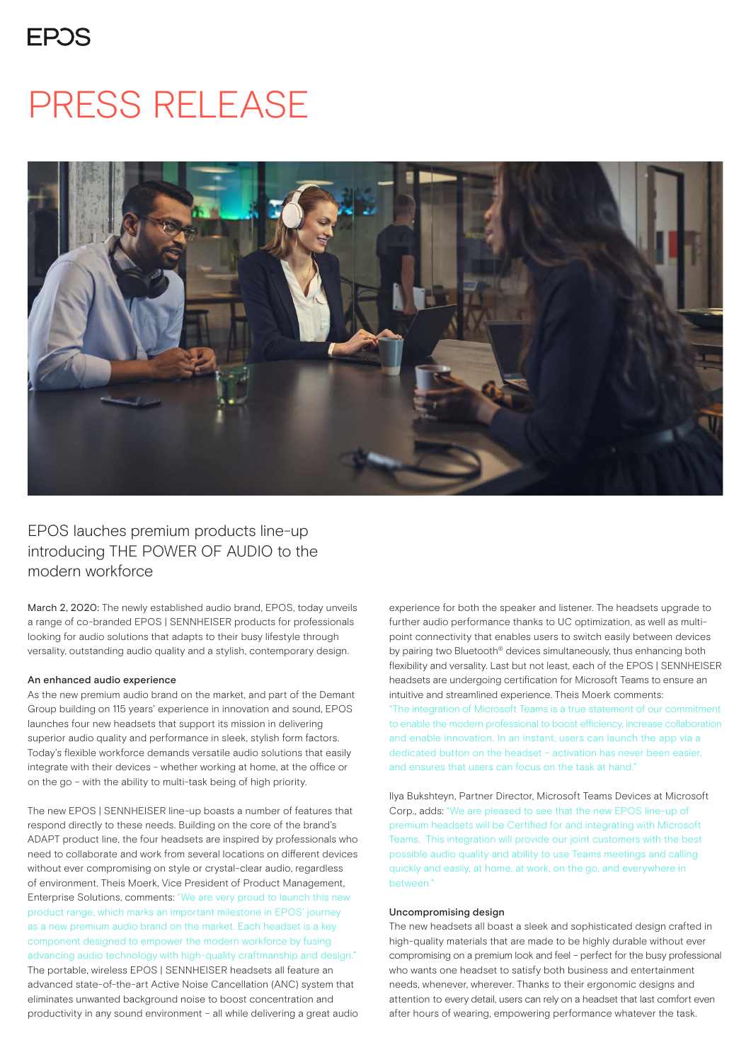EPOS

# PRESS RELEASE

## EPOS lauches premium products line-up introducing THE POWER OF AUDIO to the modern workforce

March 2, 2020: The newly established audio brand, EPOS, today unveils a range of co-branded EPOS | SENNHEISER products for professionals looking for audio solutions that adapts to their busy lifestyle through versatility, outstanding audio quality and a stylish, contemporary design.

### An enhanced audio experience

As the new premium audio brand on the market, and part of the Demant Group building on 115 years' experience in innovation and sound, EPOS launches four new headsets that support its mission in delivering superior audio quality and performance in sleek, stylish form factors. Today's flexible workforce demands versatile audio solutions that easily integrate with their devices - whether working at home, at the office or on the go - with the ability to multi-task being of high priority.

The new EPOS | SENNHEISER line-up boasts a number of features that respond directly to these needs. Building on the core of the brand's ADAPT product line, the four headsets are inspired by professionals who need to collaborate and work from several locations on different devices without ever compromising on style or crystal-clear audio, regardless of environment. Theis Moerk, Vice President of Product Management, Enterprise Solutions, comments: "We are very proud to launch this new product range, which marks an important milestone in EPOS' journey as a new premium audio brand on the market. Each headset is a key component designed to empower the modern workforce by fusing advancing audio technology with high-quality craftmanship and design." The portable, wireless EPOS | SENNHEISER headsets all feature an advanced state-of-the-art Active Noise Cancellation (ANC) system that eliminates unwanted background noise to boost concentration and productivity in any sound environment - all while delivering a great audio experience for both the speaker and listener. The headsets upgrade to further audio performance thanks to UC optimization, as well as multi-point connectivity that enables users to switch easily between devices by pairing two Bluetooth® devices simultaneously, thus enhancing both flexibility and versatility. Last but not least, each of the EPOS | SENNHEISER headsets are undergoing certification for Microsoft Teams to ensure an intuitive and streamlined experience. Theis Moerk comments: "The integration of Microsoft Teams is a true statement of our commitment to enable the modern professional to boost efficiency, increase collaboration and enable innovation. In an instant, users can launch the app via a dedicated button on the headset - activation has never been easier, and ensures that users can focus on the task at hand."

Ilya Bukshteyn, Partner Director, Microsoft Teams Devices at Microsoft Corp., adds: "We are pleased to see that the new EPOS line-up of premium headsets will be Certified for and integrating with Microsoft Teams. This integration will provide our joint customers with the best possible audio quality and ability to use Teams meetings and calling quickly and easily, at home, at work, on the go, and everywhere in between."

### Uncompromising design

The new headsets all boast a sleek and sophisticated design crafted in high-quality materials that are made to be highly durable without ever compromising on a premium look and feel - perfect for the busy professional who wants one headset to satisfy both business and entertainment needs, whenever, wherever. Thanks to their ergonomic designs and attention to every detail, users can rely on a headset that last comfort even after hours of wearing, empowering performance whatever the task.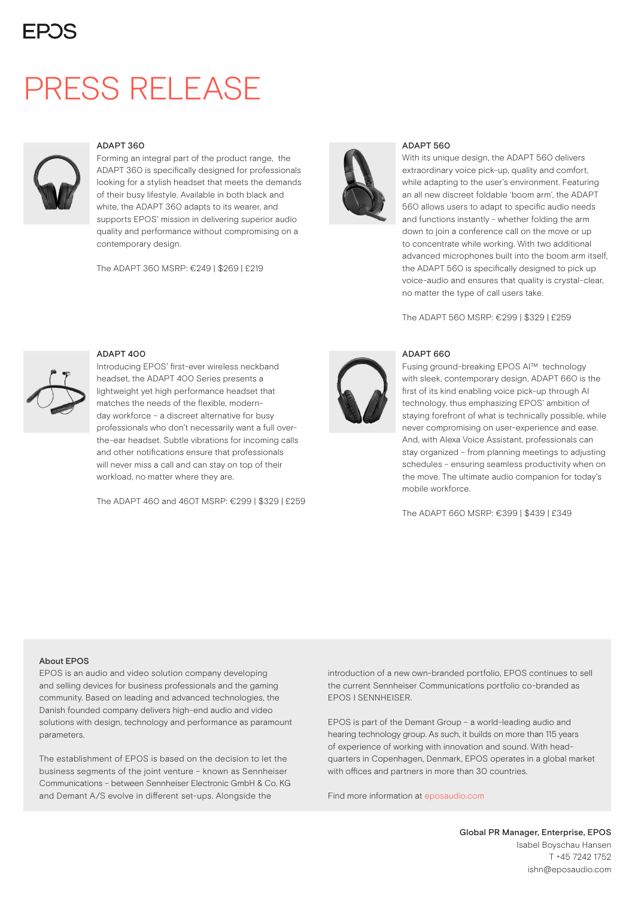EPOS

# PRESS RELEASE

### ADAPT 360

Forming an integral part of the product range, the ADAPT 360 is specifically designed for professionals looking for a stylish headset that meets the demands of their busy lifestyle. Available in both black and white, the ADAPT 360 adapts to its wearer, and supports EPOS' mission in delivering superior audio quality and performance without compromising on a contemporary design.

The ADAPT 360 MSRP: €249 | $269 | £219

### ADAPT 560

With its unique design, the ADAPT 560 delivers extraordinary voice pick-up, quality and comfort, while adapting to the user's environment. Featuring an all new discreet foldable 'boom arm', the ADAPT 560 allows users to adapt to specific audio needs and functions instantly - whether folding the arm down to join a conference call on the move or up to concentrate while working. With two additional advanced microphones built into the boom arm itself, the ADAPT 560 is specifically designed to pick up voice-audio and ensures that quality is crystal-clear, no matter the type of call users take.

The ADAPT 560 MSRP: €299 | $329 | £259

### ADAPT 400

Introducing EPOS' first-ever wireless neckband headset, the ADAPT 400 Series presents a lightweight yet high performance headset that matches the needs of the flexible, modern-day workforce – a discreet alternative for busy professionals who don't necessarily want a full over-the-ear headset. Subtle vibrations for incoming calls and other notifications ensure that professionals will never miss a call and can stay on top of their workload, no matter where they are.

The ADAPT 460 and 460T MSRP: €299 | $329 | £259

### ADAPT 660

Fusing ground-breaking EPOS AI™ technology with sleek, contemporary design, ADAPT 660 is the first of its kind enabling voice pick-up through AI technology, thus emphasizing EPOS' ambition of staying forefront of what is technically possible, while never compromising on user-experience and ease. And, with Alexa Voice Assistant, professionals can stay organized – from planning meetings to adjusting schedules – ensuring seamless productivity when on the move. The ultimate audio companion for today's mobile workforce.

The ADAPT 660 MSRP: €399 | $439 | £349

### About EPOS

EPOS is an audio and video solution company developing and selling devices for business professionals and the gaming community. Based on leading and advanced technologies, the Danish founded company delivers high-end audio and video solutions with design, technology and performance as paramount parameters.

The establishment of EPOS is based on the decision to let the business segments of the joint venture – known as Sennheiser Communications – between Sennheiser Electronic GmbH & Co. KG and Demant A/S evolve in different set-ups. Alongside the introduction of a new own-branded portfolio, EPOS continues to sell the current Sennheiser Communications portfolio co-branded as EPOS I SENNHEISER.

EPOS is part of the Demant Group – a world-leading audio and hearing technology group. As such, it builds on more than 115 years of experience of working with innovation and sound. With head-quarters in Copenhagen, Denmark, EPOS operates in a global market with offices and partners in more than 30 countries.

Find more information at eposaudio.com

**Global PR Manager, Enterprise, EPOS**
Isabel Boyschau Hansen
T +45 7242 1752
ishn@eposaudio.com